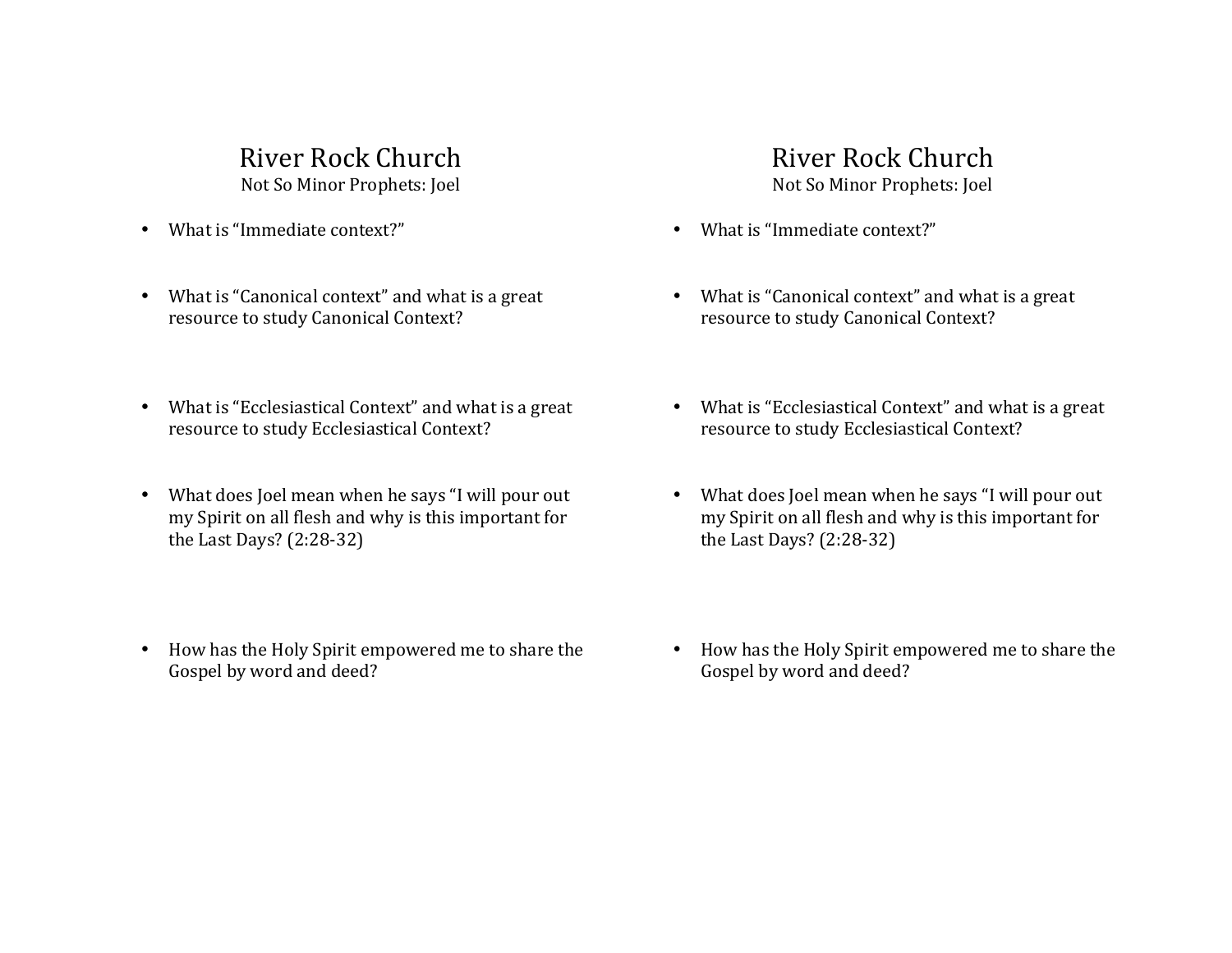# River Rock Church

Not So Minor Prophets: Joel

- What is “Immediate context?”
- What is “Canonical context” and what is a great resource to study Canonical Context?
- What is “Ecclesiastical Context” and what is a great resource to study Ecclesiastical Context?
- What does Joel mean when he says “I will pour out my Spirit on all flesh and why is this important for the Last Days? (2:28-32)
- How has the Holy Spirit empowered me to share the Gospel by word and deed?

# River Rock Church

Not So Minor Prophets: Joel

- What is “Immediate context?”
- What is “Canonical context” and what is a great resource to study Canonical Context?
- What is “Ecclesiastical Context” and what is a great resource to study Ecclesiastical Context?
- What does Joel mean when he says “I will pour out my Spirit on all flesh and why is this important for the Last Days? (2:28-32)
- How has the Holy Spirit empowered me to share the Gospel by word and deed?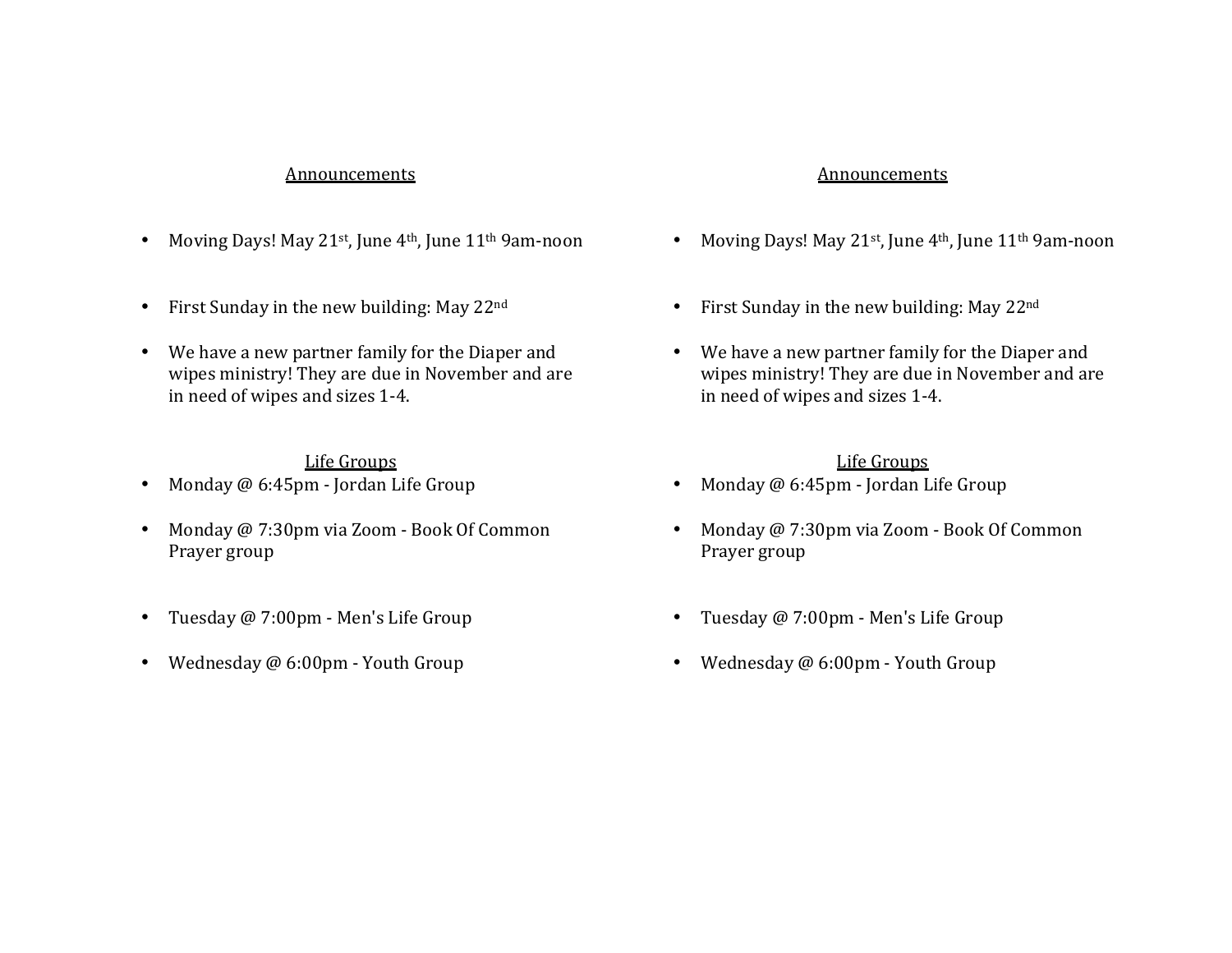Announcements

- Moving Days! May 21st, June 4th, June 11th 9am-noon
- First Sunday in the new building: May 22nd
- We have a new partner family for the Diaper and wipes ministry! They are due in November and are in need of wipes and sizes 1-4.

Life Groups

- Monday @ 6:45pm - Jordan Life Group
- Monday @ 7:30pm via Zoom - Book Of Common Prayer group
- Tuesday @ 7:00pm - Men's Life Group
- Wednesday @ 6:00pm - Youth Group

Announcements

- Moving Days! May 21st, June 4th, June 11th 9am-noon
- First Sunday in the new building: May 22nd
- We have a new partner family for the Diaper and wipes ministry! They are due in November and are in need of wipes and sizes 1-4.

Life Groups

- Monday @ 6:45pm - Jordan Life Group
- Monday @ 7:30pm via Zoom - Book Of Common Prayer group
- Tuesday @ 7:00pm - Men's Life Group
- Wednesday @ 6:00pm - Youth Group